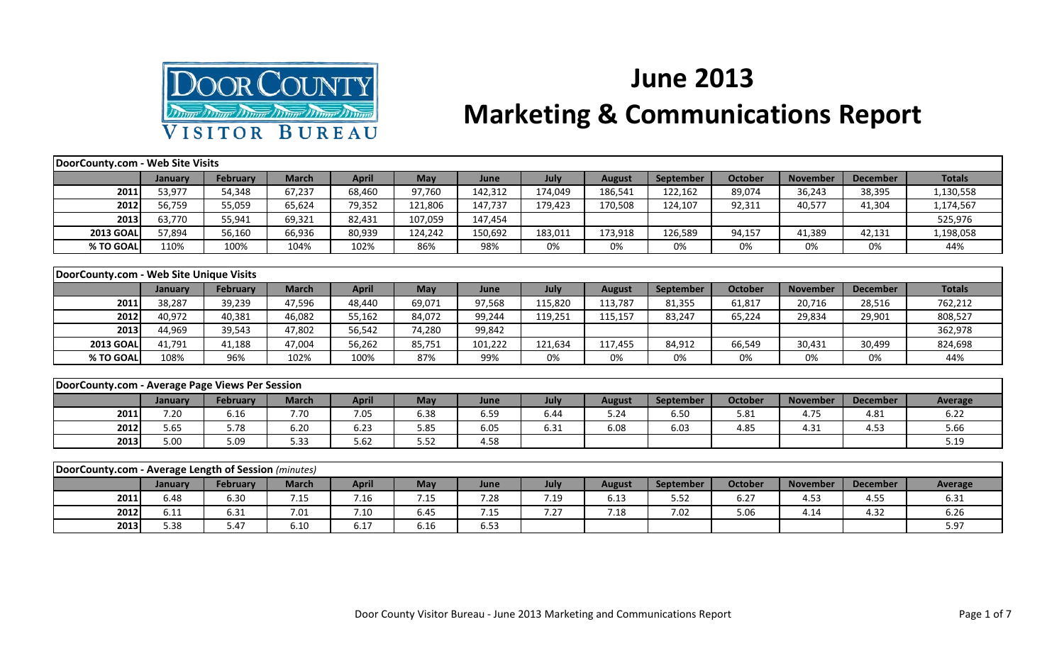# June 2013 Marketing & Communications Report

Door County Visitor Bureau

| DoorCounty.com - Web Site Visits | | | | | | | | | | | | | |
|---|---|---|---|---|---|---|---|---|---|---|---|---|---|
| | January | February | March | April | May | June | July | August | September | October | November | December | Totals |
| 2011 | 53,977 | 54,348 | 67,237 | 68,460 | 97,760 | 142,312 | 174,049 | 186,541 | 122,162 | 89,074 | 36,243 | 38,395 | 1,130,558 |
| 2012 | 56,759 | 55,059 | 65,624 | 79,352 | 121,806 | 147,737 | 179,423 | 170,508 | 124,107 | 92,311 | 40,577 | 41,304 | 1,174,567 |
| 2013 | 63,770 | 55,941 | 69,321 | 82,431 | 107,059 | 147,454 | | | | | | | 525,976 |
| 2013 GOAL | 57,894 | 56,160 | 66,936 | 80,939 | 124,242 | 150,692 | 183,011 | 173,918 | 126,589 | 94,157 | 41,389 | 42,131 | 1,198,058 |
| % TO GOAL | 110% | 100% | 104% | 102% | 86% | 98% | 0% | 0% | 0% | 0% | 0% | 0% | 44% |

| DoorCounty.com - Web Site Unique Visits | | | | | | | | | | | | | |
|---|---|---|---|---|---|---|---|---|---|---|---|---|---|
| | January | February | March | April | May | June | July | August | September | October | November | December | Totals |
| 2011 | 38,287 | 39,239 | 47,596 | 48,440 | 69,071 | 97,568 | 115,820 | 113,787 | 81,355 | 61,817 | 20,716 | 28,516 | 762,212 |
| 2012 | 40,972 | 40,381 | 46,082 | 55,162 | 84,072 | 99,244 | 119,251 | 115,157 | 83,247 | 65,224 | 29,834 | 29,901 | 808,527 |
| 2013 | 44,969 | 39,543 | 47,802 | 56,542 | 74,280 | 99,842 | | | | | | | 362,978 |
| 2013 GOAL | 41,791 | 41,188 | 47,004 | 56,262 | 85,751 | 101,222 | 121,634 | 117,455 | 84,912 | 66,549 | 30,431 | 30,499 | 824,698 |
| % TO GOAL | 108% | 96% | 102% | 100% | 87% | 99% | 0% | 0% | 0% | 0% | 0% | 0% | 44% |

| DoorCounty.com - Average Page Views Per Session | | | | | | | | | | | | | |
|---|---|---|---|---|---|---|---|---|---|---|---|---|---|
| | January | February | March | April | May | June | July | August | September | October | November | December | Average |
| 2011 | 7.20 | 6.16 | 7.70 | 7.05 | 6.38 | 6.59 | 6.44 | 5.24 | 6.50 | 5.81 | 4.75 | 4.81 | 6.22 |
| 2012 | 5.65 | 5.78 | 6.20 | 6.23 | 5.85 | 6.05 | 6.31 | 6.08 | 6.03 | 4.85 | 4.31 | 4.53 | 5.66 |
| 2013 | 5.00 | 5.09 | 5.33 | 5.62 | 5.52 | 4.58 | | | | | | | 5.19 |

| DoorCounty.com - Average Length of Session *(minutes)* | | | | | | | | | | | | | |
|---|---|---|---|---|---|---|---|---|---|---|---|---|---|
| | January | February | March | April | May | June | July | August | September | October | November | December | Average |
| 2011 | 6.48 | 6.30 | 7.15 | 7.16 | 7.15 | 7.28 | 7.19 | 6.13 | 5.52 | 6.27 | 4.53 | 4.55 | 6.31 |
| 2012 | 6.11 | 6.31 | 7.01 | 7.10 | 6.45 | 7.15 | 7.27 | 7.18 | 7.02 | 5.06 | 4.14 | 4.32 | 6.26 |
| 2013 | 5.38 | 5.47 | 6.10 | 6.17 | 6.16 | 6.53 | | | | | | | 5.97 |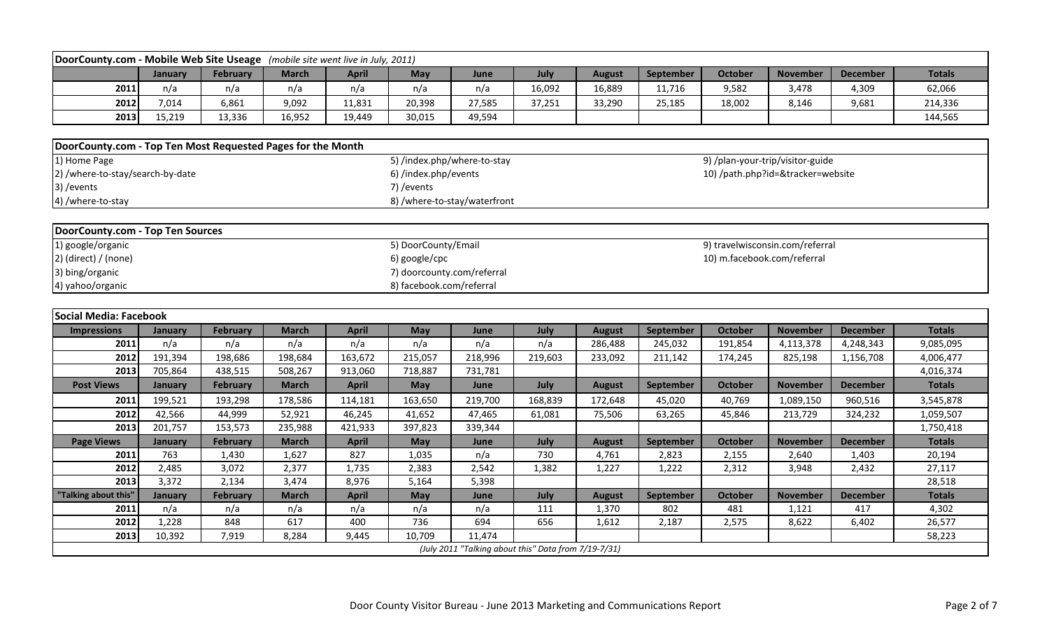## DoorCounty.com - Mobile Web Site Useage *(mobile site went live in July, 2011)*

| | January | February | March | April | May | June | July | August | September | October | November | December | Totals |
|---|---|---|---|---|---|---|---|---|---|---|---|---|---|
| 2011 | n/a | n/a | n/a | n/a | n/a | n/a | 16,092 | 16,889 | 11,716 | 9,582 | 3,478 | 4,309 | 62,066 |
| 2012 | 7,014 | 6,861 | 9,092 | 11,831 | 20,398 | 27,585 | 37,251 | 33,290 | 25,185 | 18,002 | 8,146 | 9,681 | 214,336 |
| 2013 | 15,219 | 13,336 | 16,952 | 19,449 | 30,015 | 49,594 | | | | | | | 144,565 |

## DoorCounty.com - Top Ten Most Requested Pages for the Month

1) Home Page
2) /where-to-stay/search-by-date
3) /events
4) /where-to-stay
5) /index.php/where-to-stay
6) /index.php/events
7) /events
8) /where-to-stay/waterfront
9) /plan-your-trip/visitor-guide
10) /path.php?id=&tracker=website

## DoorCounty.com - Top Ten Sources

1) google/organic
2) (direct) / (none)
3) bing/organic
4) yahoo/organic
5) DoorCounty/Email
6) google/cpc
7) doorcounty.com/referral
8) facebook.com/referral
9) travelwisconsin.com/referral
10) m.facebook.com/referral

## Social Media: Facebook

| Impressions | January | February | March | April | May | June | July | August | September | October | November | December | Totals |
|---|---|---|---|---|---|---|---|---|---|---|---|---|---|
| 2011 | n/a | n/a | n/a | n/a | n/a | n/a | n/a | 286,488 | 245,032 | 191,854 | 4,113,378 | 4,248,343 | 9,085,095 |
| 2012 | 191,394 | 198,686 | 198,684 | 163,672 | 215,057 | 218,996 | 219,603 | 233,092 | 211,142 | 174,245 | 825,198 | 1,156,708 | 4,006,477 |
| 2013 | 705,864 | 438,515 | 508,267 | 913,060 | 718,887 | 731,781 | | | | | | | 4,016,374 |
| **Post Views** | **January** | **February** | **March** | **April** | **May** | **June** | **July** | **August** | **September** | **October** | **November** | **December** | **Totals** |
| 2011 | 199,521 | 193,298 | 178,586 | 114,181 | 163,650 | 219,700 | 168,839 | 172,648 | 45,020 | 40,769 | 1,089,150 | 960,516 | 3,545,878 |
| 2012 | 42,566 | 44,999 | 52,921 | 46,245 | 41,652 | 47,465 | 61,081 | 75,506 | 63,265 | 45,846 | 213,729 | 324,232 | 1,059,507 |
| 2013 | 201,757 | 153,573 | 235,988 | 421,933 | 397,823 | 339,344 | | | | | | | 1,750,418 |
| **Page Views** | **January** | **February** | **March** | **April** | **May** | **June** | **July** | **August** | **September** | **October** | **November** | **December** | **Totals** |
| 2011 | 763 | 1,430 | 1,627 | 827 | 1,035 | n/a | 730 | 4,761 | 2,823 | 2,155 | 2,640 | 1,403 | 20,194 |
| 2012 | 2,485 | 3,072 | 2,377 | 1,735 | 2,383 | 2,542 | 1,382 | 1,227 | 1,222 | 2,312 | 3,948 | 2,432 | 27,117 |
| 2013 | 3,372 | 2,134 | 3,474 | 8,976 | 5,164 | 5,398 | | | | | | | 28,518 |
| **"Talking about this"** | **January** | **February** | **March** | **April** | **May** | **June** | **July** | **August** | **September** | **October** | **November** | **December** | **Totals** |
| 2011 | n/a | n/a | n/a | n/a | n/a | n/a | 111 | 1,370 | 802 | 481 | 1,121 | 417 | 4,302 |
| 2012 | 1,228 | 848 | 617 | 400 | 736 | 694 | 656 | 1,612 | 2,187 | 2,575 | 8,622 | 6,402 | 26,577 |
| 2013 | 10,392 | 7,919 | 8,284 | 9,445 | 10,709 | 11,474 | | | | | | | 58,223 |

*(July 2011 "Talking about this" Data from 7/19-7/31)*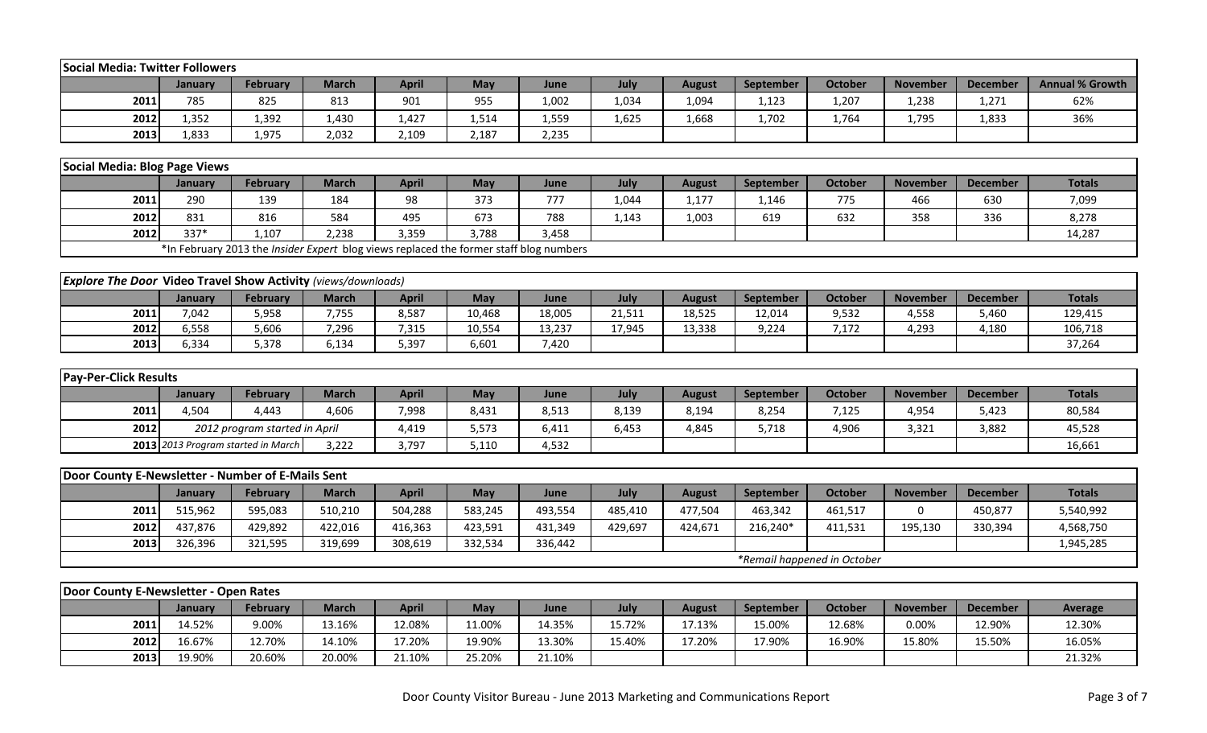### Social Media: Twitter Followers

| | January | February | March | April | May | June | July | August | September | October | November | December | Annual % Growth |
|---|---|---|---|---|---|---|---|---|---|---|---|---|---|
| 2011 | 785 | 825 | 813 | 901 | 955 | 1,002 | 1,034 | 1,094 | 1,123 | 1,207 | 1,238 | 1,271 | 62% |
| 2012 | 1,352 | 1,392 | 1,430 | 1,427 | 1,514 | 1,559 | 1,625 | 1,668 | 1,702 | 1,764 | 1,795 | 1,833 | 36% |
| 2013 | 1,833 | 1,975 | 2,032 | 2,109 | 2,187 | 2,235 | | | | | | | |

### Social Media: Blog Page Views

| | January | February | March | April | May | June | July | August | September | October | November | December | Totals |
|---|---|---|---|---|---|---|---|---|---|---|---|---|---|
| 2011 | 290 | 139 | 184 | 98 | 373 | 777 | 1,044 | 1,177 | 1,146 | 775 | 466 | 630 | 7,099 |
| 2012 | 831 | 816 | 584 | 495 | 673 | 788 | 1,143 | 1,003 | 619 | 632 | 358 | 336 | 8,278 |
| 2012 | 337* | 1,107 | 2,238 | 3,359 | 3,788 | 3,458 | | | | | | | 14,287 |

*In February 2013 the *Insider Expert* blog views replaced the former staff blog numbers

### *Explore The Door* Video Travel Show Activity *(views/downloads)*

| | January | February | March | April | May | June | July | August | September | October | November | December | Totals |
|---|---|---|---|---|---|---|---|---|---|---|---|---|---|
| 2011 | 7,042 | 5,958 | 7,755 | 8,587 | 10,468 | 18,005 | 21,511 | 18,525 | 12,014 | 9,532 | 4,558 | 5,460 | 129,415 |
| 2012 | 6,558 | 5,606 | 7,296 | 7,315 | 10,554 | 13,237 | 17,945 | 13,338 | 9,224 | 7,172 | 4,293 | 4,180 | 106,718 |
| 2013 | 6,334 | 5,378 | 6,134 | 5,397 | 6,601 | 7,420 | | | | | | | 37,264 |

### Pay-Per-Click Results

| | January | February | March | April | May | June | July | August | September | October | November | December | Totals |
|---|---|---|---|---|---|---|---|---|---|---|---|---|---|
| 2011 | 4,504 | 4,443 | 4,606 | 7,998 | 8,431 | 8,513 | 8,139 | 8,194 | 8,254 | 7,125 | 4,954 | 5,423 | 80,584 |
| 2012 | *2012 program started in April* | | | 4,419 | 5,573 | 6,411 | 6,453 | 4,845 | 5,718 | 4,906 | 3,321 | 3,882 | 45,528 |
| 2013 | *2013 Program started in March* | | 3,222 | 3,797 | 5,110 | 4,532 | | | | | | | 16,661 |

### Door County E-Newsletter - Number of E-Mails Sent

| | January | February | March | April | May | June | July | August | September | October | November | December | Totals |
|---|---|---|---|---|---|---|---|---|---|---|---|---|---|
| 2011 | 515,962 | 595,083 | 510,210 | 504,288 | 583,245 | 493,554 | 485,410 | 477,504 | 463,342 | 461,517 | 0 | 450,877 | 5,540,992 |
| 2012 | 437,876 | 429,892 | 422,016 | 416,363 | 423,591 | 431,349 | 429,697 | 424,671 | 216,240* | 411,531 | 195,130 | 330,394 | 4,568,750 |
| 2013 | 326,396 | 321,595 | 319,699 | 308,619 | 332,534 | 336,442 | | | | | | | 1,945,285 |

*Remail happened in October

### Door County E-Newsletter - Open Rates

| | January | February | March | April | May | June | July | August | September | October | November | December | Average |
|---|---|---|---|---|---|---|---|---|---|---|---|---|---|
| 2011 | 14.52% | 9.00% | 13.16% | 12.08% | 11.00% | 14.35% | 15.72% | 17.13% | 15.00% | 12.68% | 0.00% | 12.90% | 12.30% |
| 2012 | 16.67% | 12.70% | 14.10% | 17.20% | 19.90% | 13.30% | 15.40% | 17.20% | 17.90% | 16.90% | 15.80% | 15.50% | 16.05% |
| 2013 | 19.90% | 20.60% | 20.00% | 21.10% | 25.20% | 21.10% | | | | | | | 21.32% |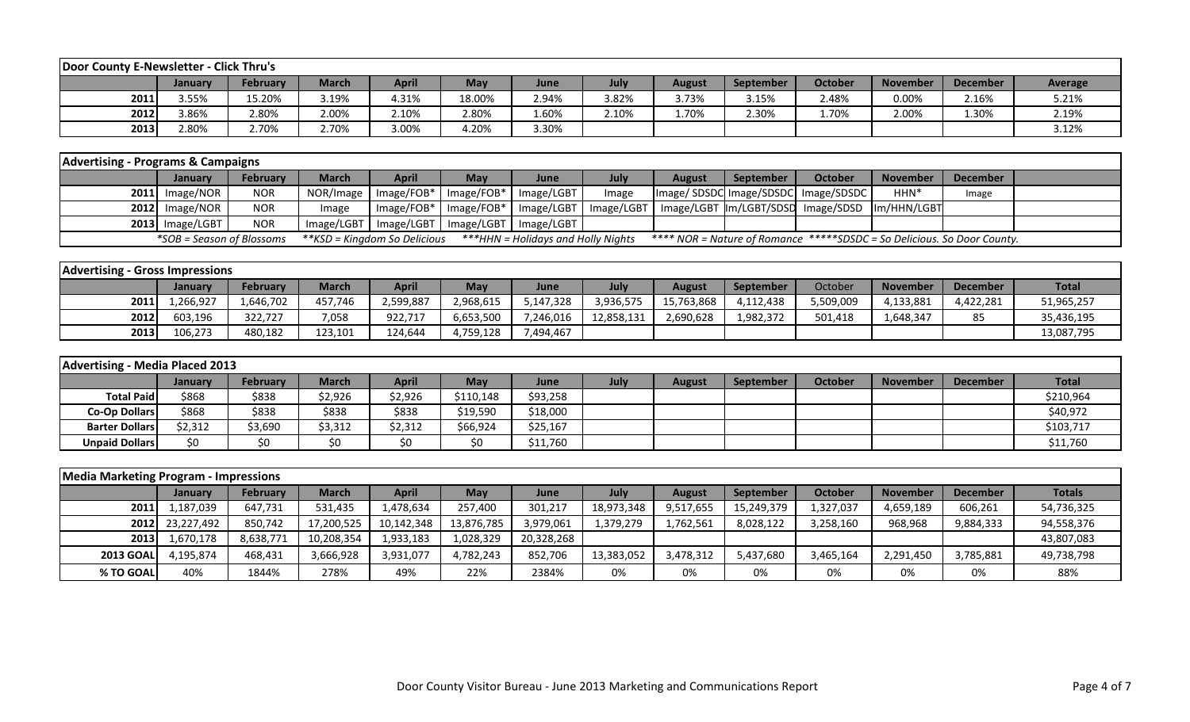| Door County E-Newsletter - Click Thru's | | | | | | | | | | | | | |
|---|---|---|---|---|---|---|---|---|---|---|---|---|---|
| | January | February | March | April | May | June | July | August | September | October | November | December | Average |
| 2011 | 3.55% | 15.20% | 3.19% | 4.31% | 18.00% | 2.94% | 3.82% | 3.73% | 3.15% | 2.48% | 0.00% | 2.16% | 5.21% |
| 2012 | 3.86% | 2.80% | 2.00% | 2.10% | 2.80% | 1.60% | 2.10% | 1.70% | 2.30% | 1.70% | 2.00% | 1.30% | 2.19% |
| 2013 | 2.80% | 2.70% | 2.70% | 3.00% | 4.20% | 3.30% | | | | | | | 3.12% |

| Advertising - Programs & Campaigns | | | | | | | | | | | | | |
|---|---|---|---|---|---|---|---|---|---|---|---|---|---|
| | January | February | March | April | May | June | July | August | September | October | November | December | |
| 2011 | Image/NOR | NOR | NOR/Image | Image/FOB* | Image/FOB* | Image/LGBT | Image | Image/ SDSDC | Image/SDSDC | Image/SDSDC | HHN* | Image | |
| 2012 | Image/NOR | NOR | Image | Image/FOB* | Image/FOB* | Image/LGBT | Image/LGBT | Image/LGBT | Im/LGBT/SDSD | Image/SDSD | Im/HHN/LGBT | | |
| 2013 | Image/LGBT | NOR | Image/LGBT | Image/LGBT | Image/LGBT | Image/LGBT | | | | | | | |

*SOB = Season of Blossoms &nbsp; **KSD = Kingdom So Delicious &nbsp; ***HHN = Holidays and Holly Nights &nbsp; **** NOR = Nature of Romance &nbsp; *****SDSDC = So Delicious. So Door County.*

| Advertising - Gross Impressions | | | | | | | | | | | | | |
|---|---|---|---|---|---|---|---|---|---|---|---|---|---|
| | January | February | March | April | May | June | July | August | September | October | November | December | Total |
| 2011 | 1,266,927 | 1,646,702 | 457,746 | 2,599,887 | 2,968,615 | 5,147,328 | 3,936,575 | 15,763,868 | 4,112,438 | 5,509,009 | 4,133,881 | 4,422,281 | 51,965,257 |
| 2012 | 603,196 | 322,727 | 7,058 | 922,717 | 6,653,500 | 7,246,016 | 12,858,131 | 2,690,628 | 1,982,372 | 501,418 | 1,648,347 | 85 | 35,436,195 |
| 2013 | 106,273 | 480,182 | 123,101 | 124,644 | 4,759,128 | 7,494,467 | | | | | | | 13,087,795 |

| Advertising - Media Placed 2013 | | | | | | | | | | | | | |
|---|---|---|---|---|---|---|---|---|---|---|---|---|---|
| | January | February | March | April | May | June | July | August | September | October | November | December | Total |
| Total Paid | $868 | $838 | $2,926 | $2,926 | $110,148 | $93,258 | | | | | | | $210,964 |
| Co-Op Dollars | $868 | $838 | $838 | $838 | $19,590 | $18,000 | | | | | | | $40,972 |
| Barter Dollars | $2,312 | $3,690 | $3,312 | $2,312 | $66,924 | $25,167 | | | | | | | $103,717 |
| Unpaid Dollars | $0 | $0 | $0 | $0 | $0 | $11,760 | | | | | | | $11,760 |

| Media Marketing Program - Impressions | | | | | | | | | | | | | |
|---|---|---|---|---|---|---|---|---|---|---|---|---|---|
| | January | February | March | April | May | June | July | August | September | October | November | December | Totals |
| 2011 | 1,187,039 | 647,731 | 531,435 | 1,478,634 | 257,400 | 301,217 | 18,973,348 | 9,517,655 | 15,249,379 | 1,327,037 | 4,659,189 | 606,261 | 54,736,325 |
| 2012 | 23,227,492 | 850,742 | 17,200,525 | 10,142,348 | 13,876,785 | 3,979,061 | 1,379,279 | 1,762,561 | 8,028,122 | 3,258,160 | 968,968 | 9,884,333 | 94,558,376 |
| 2013 | 1,670,178 | 8,638,771 | 10,208,354 | 1,933,183 | 1,028,329 | 20,328,268 | | | | | | | 43,807,083 |
| 2013 GOAL | 4,195,874 | 468,431 | 3,666,928 | 3,931,077 | 4,782,243 | 852,706 | 13,383,052 | 3,478,312 | 5,437,680 | 3,465,164 | 2,291,450 | 3,785,881 | 49,738,798 |
| % TO GOAL | 40% | 1844% | 278% | 49% | 22% | 2384% | 0% | 0% | 0% | 0% | 0% | 0% | 88% |

Door County Visitor Bureau - June 2013 Marketing and Communications Report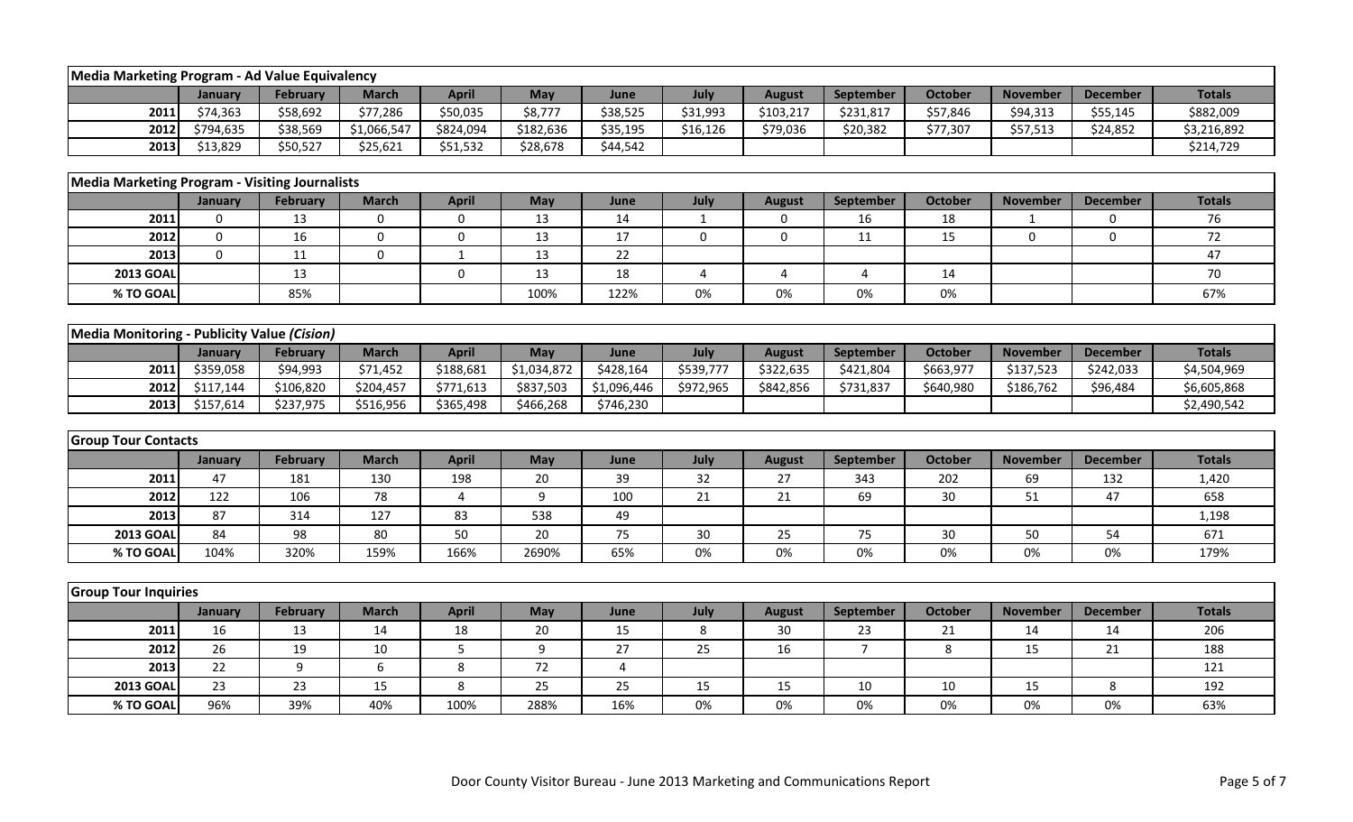| Media Marketing Program - Ad Value Equivalency | | | | | | | | | | | | | |
|---|---|---|---|---|---|---|---|---|---|---|---|---|---|
| | January | February | March | April | May | June | July | August | September | October | November | December | Totals |
| 2011 | $74,363 | $58,692 | $77,286 | $50,035 | $8,777 | $38,525 | $31,993 | $103,217 | $231,817 | $57,846 | $94,313 | $55,145 | $882,009 |
| 2012 | $794,635 | $38,569 | $1,066,547 | $824,094 | $182,636 | $35,195 | $16,126 | $79,036 | $20,382 | $77,307 | $57,513 | $24,852 | $3,216,892 |
| 2013 | $13,829 | $50,527 | $25,621 | $51,532 | $28,678 | $44,542 | | | | | | | $214,729 |

| Media Marketing Program - Visiting Journalists | | | | | | | | | | | | | |
|---|---|---|---|---|---|---|---|---|---|---|---|---|---|
| | January | February | March | April | May | June | July | August | September | October | November | December | Totals |
| 2011 | 0 | 13 | 0 | 0 | 13 | 14 | 1 | 0 | 16 | 18 | 1 | 0 | 76 |
| 2012 | 0 | 16 | 0 | 0 | 13 | 17 | 0 | 0 | 11 | 15 | 0 | 0 | 72 |
| 2013 | 0 | 11 | 0 | 1 | 13 | 22 | | | | | | | 47 |
| 2013 GOAL | | 13 | | 0 | 13 | 18 | 4 | 4 | 4 | 14 | | | 70 |
| % TO GOAL | | 85% | | | 100% | 122% | 0% | 0% | 0% | 0% | | | 67% |

| Media Monitoring - Publicity Value *(Cision)* | | | | | | | | | | | | | |
|---|---|---|---|---|---|---|---|---|---|---|---|---|---|
| | January | February | March | April | May | June | July | August | September | October | November | December | Totals |
| 2011 | $359,058 | $94,993 | $71,452 | $188,681 | $1,034,872 | $428,164 | $539,777 | $322,635 | $421,804 | $663,977 | $137,523 | $242,033 | $4,504,969 |
| 2012 | $117,144 | $106,820 | $204,457 | $771,613 | $837,503 | $1,096,446 | $972,965 | $842,856 | $731,837 | $640,980 | $186,762 | $96,484 | $6,605,868 |
| 2013 | $157,614 | $237,975 | $516,956 | $365,498 | $466,268 | $746,230 | | | | | | | $2,490,542 |

| Group Tour Contacts | | | | | | | | | | | | | |
|---|---|---|---|---|---|---|---|---|---|---|---|---|---|
| | January | February | March | April | May | June | July | August | September | October | November | December | Totals |
| 2011 | 47 | 181 | 130 | 198 | 20 | 39 | 32 | 27 | 343 | 202 | 69 | 132 | 1,420 |
| 2012 | 122 | 106 | 78 | 4 | 9 | 100 | 21 | 21 | 69 | 30 | 51 | 47 | 658 |
| 2013 | 87 | 314 | 127 | 83 | 538 | 49 | | | | | | | 1,198 |
| 2013 GOAL | 84 | 98 | 80 | 50 | 20 | 75 | 30 | 25 | 75 | 30 | 50 | 54 | 671 |
| % TO GOAL | 104% | 320% | 159% | 166% | 2690% | 65% | 0% | 0% | 0% | 0% | 0% | 0% | 179% |

| Group Tour Inquiries | | | | | | | | | | | | | |
|---|---|---|---|---|---|---|---|---|---|---|---|---|---|
| | January | February | March | April | May | June | July | August | September | October | November | December | Totals |
| 2011 | 16 | 13 | 14 | 18 | 20 | 15 | 8 | 30 | 23 | 21 | 14 | 14 | 206 |
| 2012 | 26 | 19 | 10 | 5 | 9 | 27 | 25 | 16 | 7 | 8 | 15 | 21 | 188 |
| 2013 | 22 | 9 | 6 | 8 | 72 | 4 | | | | | | | 121 |
| 2013 GOAL | 23 | 23 | 15 | 8 | 25 | 25 | 15 | 15 | 10 | 10 | 15 | 8 | 192 |
| % TO GOAL | 96% | 39% | 40% | 100% | 288% | 16% | 0% | 0% | 0% | 0% | 0% | 0% | 63% |

Door County Visitor Bureau - June 2013 Marketing and Communications Report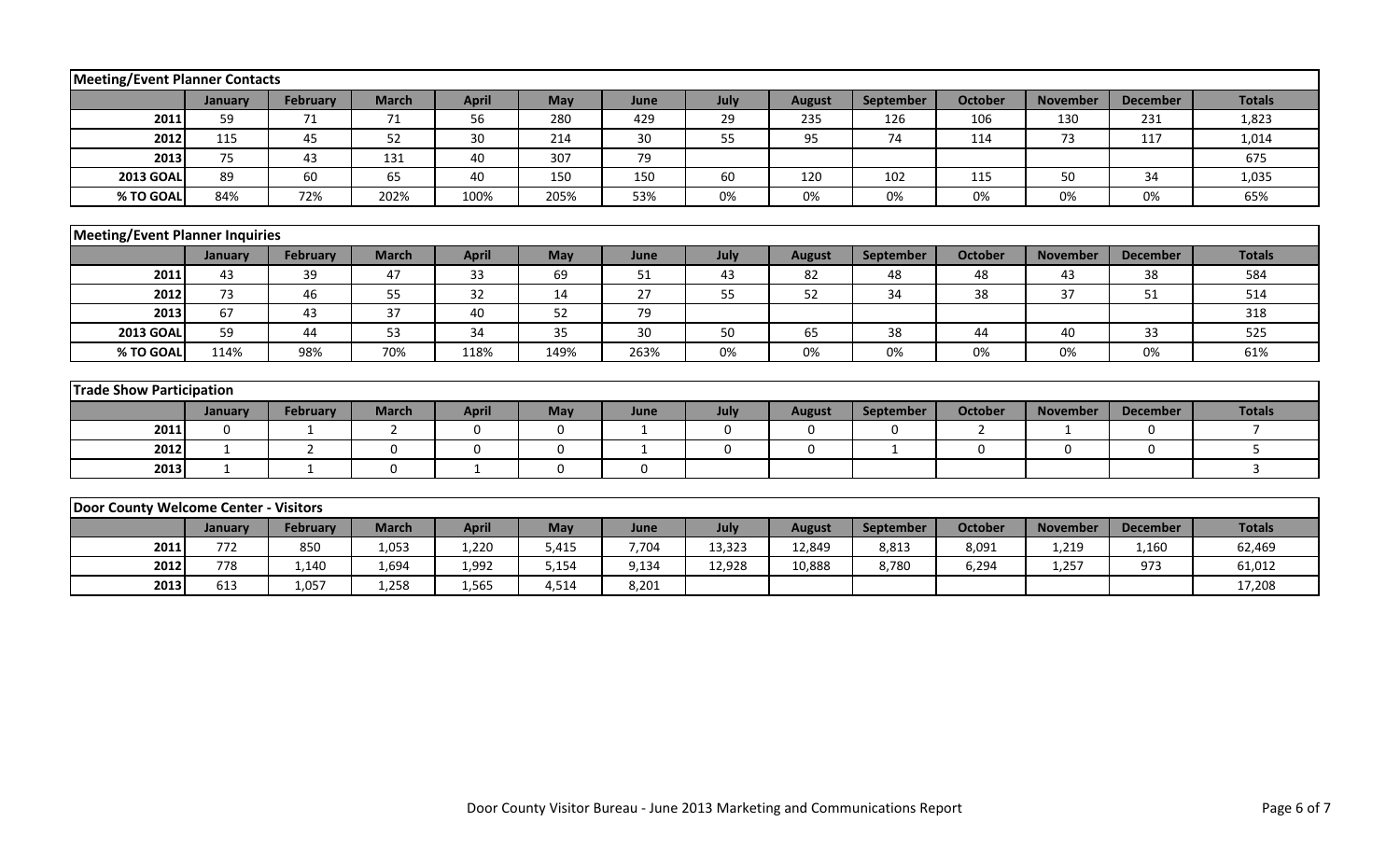| Meeting/Event Planner Contacts | | | | | | | | | | | | | |
|---|---|---|---|---|---|---|---|---|---|---|---|---|---|
| | January | February | March | April | May | June | July | August | September | October | November | December | Totals |
| 2011 | 59 | 71 | 71 | 56 | 280 | 429 | 29 | 235 | 126 | 106 | 130 | 231 | 1,823 |
| 2012 | 115 | 45 | 52 | 30 | 214 | 30 | 55 | 95 | 74 | 114 | 73 | 117 | 1,014 |
| 2013 | 75 | 43 | 131 | 40 | 307 | 79 | | | | | | | 675 |
| 2013 GOAL | 89 | 60 | 65 | 40 | 150 | 150 | 60 | 120 | 102 | 115 | 50 | 34 | 1,035 |
| % TO GOAL | 84% | 72% | 202% | 100% | 205% | 53% | 0% | 0% | 0% | 0% | 0% | 0% | 65% |

| Meeting/Event Planner Inquiries | | | | | | | | | | | | | |
|---|---|---|---|---|---|---|---|---|---|---|---|---|---|
| | January | February | March | April | May | June | July | August | September | October | November | December | Totals |
| 2011 | 43 | 39 | 47 | 33 | 69 | 51 | 43 | 82 | 48 | 48 | 43 | 38 | 584 |
| 2012 | 73 | 46 | 55 | 32 | 14 | 27 | 55 | 52 | 34 | 38 | 37 | 51 | 514 |
| 2013 | 67 | 43 | 37 | 40 | 52 | 79 | | | | | | | 318 |
| 2013 GOAL | 59 | 44 | 53 | 34 | 35 | 30 | 50 | 65 | 38 | 44 | 40 | 33 | 525 |
| % TO GOAL | 114% | 98% | 70% | 118% | 149% | 263% | 0% | 0% | 0% | 0% | 0% | 0% | 61% |

| Trade Show Participation | | | | | | | | | | | | | |
|---|---|---|---|---|---|---|---|---|---|---|---|---|---|
| | January | February | March | April | May | June | July | August | September | October | November | December | Totals |
| 2011 | 0 | 1 | 2 | 0 | 0 | 1 | 0 | 0 | 0 | 2 | 1 | 0 | 7 |
| 2012 | 1 | 2 | 0 | 0 | 0 | 1 | 0 | 0 | 1 | 0 | 0 | 0 | 5 |
| 2013 | 1 | 1 | 0 | 1 | 0 | 0 | | | | | | | 3 |

| Door County Welcome Center - Visitors | | | | | | | | | | | | | |
|---|---|---|---|---|---|---|---|---|---|---|---|---|---|
| | January | February | March | April | May | June | July | August | September | October | November | December | Totals |
| 2011 | 772 | 850 | 1,053 | 1,220 | 5,415 | 7,704 | 13,323 | 12,849 | 8,813 | 8,091 | 1,219 | 1,160 | 62,469 |
| 2012 | 778 | 1,140 | 1,694 | 1,992 | 5,154 | 9,134 | 12,928 | 10,888 | 8,780 | 6,294 | 1,257 | 973 | 61,012 |
| 2013 | 613 | 1,057 | 1,258 | 1,565 | 4,514 | 8,201 | | | | | | | 17,208 |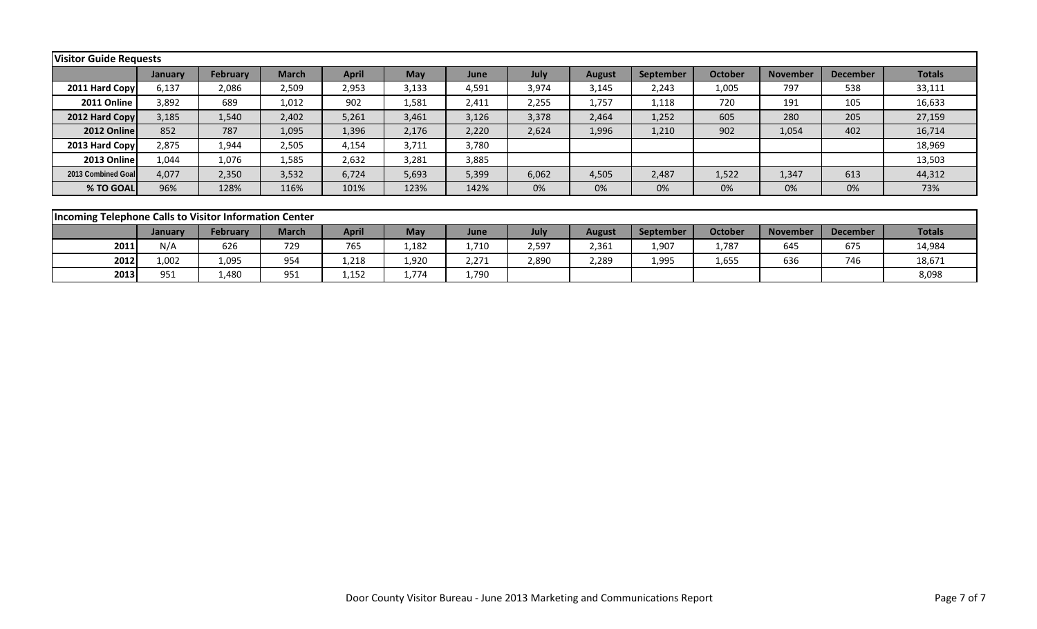| Visitor Guide Requests | | | | | | | | | | | | | |
|---|---|---|---|---|---|---|---|---|---|---|---|---|---|
| | January | February | March | April | May | June | July | August | September | October | November | December | Totals |
| 2011 Hard Copy | 6,137 | 2,086 | 2,509 | 2,953 | 3,133 | 4,591 | 3,974 | 3,145 | 2,243 | 1,005 | 797 | 538 | 33,111 |
| 2011 Online | 3,892 | 689 | 1,012 | 902 | 1,581 | 2,411 | 2,255 | 1,757 | 1,118 | 720 | 191 | 105 | 16,633 |
| 2012 Hard Copy | 3,185 | 1,540 | 2,402 | 5,261 | 3,461 | 3,126 | 3,378 | 2,464 | 1,252 | 605 | 280 | 205 | 27,159 |
| 2012 Online | 852 | 787 | 1,095 | 1,396 | 2,176 | 2,220 | 2,624 | 1,996 | 1,210 | 902 | 1,054 | 402 | 16,714 |
| 2013 Hard Copy | 2,875 | 1,944 | 2,505 | 4,154 | 3,711 | 3,780 | | | | | | | 18,969 |
| 2013 Online | 1,044 | 1,076 | 1,585 | 2,632 | 3,281 | 3,885 | | | | | | | 13,503 |
| 2013 Combined Goal | 4,077 | 2,350 | 3,532 | 6,724 | 5,693 | 5,399 | 6,062 | 4,505 | 2,487 | 1,522 | 1,347 | 613 | 44,312 |
| % TO GOAL | 96% | 128% | 116% | 101% | 123% | 142% | 0% | 0% | 0% | 0% | 0% | 0% | 73% |

| Incoming Telephone Calls to Visitor Information Center | | | | | | | | | | | | | |
|---|---|---|---|---|---|---|---|---|---|---|---|---|---|
| | January | February | March | April | May | June | July | August | September | October | November | December | Totals |
| 2011 | N/A | 626 | 729 | 765 | 1,182 | 1,710 | 2,597 | 2,361 | 1,907 | 1,787 | 645 | 675 | 14,984 |
| 2012 | 1,002 | 1,095 | 954 | 1,218 | 1,920 | 2,271 | 2,890 | 2,289 | 1,995 | 1,655 | 636 | 746 | 18,671 |
| 2013 | 951 | 1,480 | 951 | 1,152 | 1,774 | 1,790 | | | | | | | 8,098 |